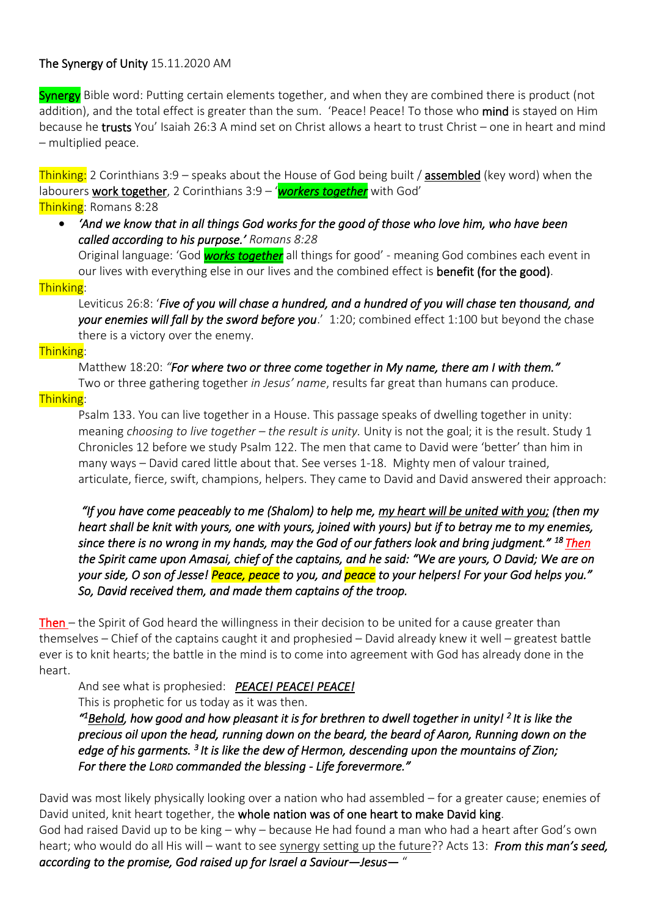The Synergy of Unity 15.11.2020 AM

Synergy Bible word: Putting certain elements together, and when they are combined there is product (not addition), and the total effect is greater than the sum. 'Peace! Peace! To those who **mind** is stayed on Him because he **trusts** You' Isaiah 26:3 A mind set on Christ allows a heart to trust Christ – one in heart and mind – multiplied peace.

Thinking: 2 Corinthians 3:9 – speaks about the House of God being built / **assembled** (key word) when the labourers **work together**, 2 Corinthians 3:9 – '***workers together*** with God'

Thinking: Romans 8:28

- ***'And we know that in all things God works for the good of those who love him, who have been called according to his purpose.'*** *Romans 8:28*

  Original language: 'God ***works together*** all things for good' - meaning God combines each event in our lives with everything else in our lives and the combined effect is **benefit (for the good)**.

Thinking:

Leviticus 26:8: '***Five of you will chase a hundred, and a hundred of you will chase ten thousand, and your enemies will fall by the sword before you***.' 1:20; combined effect 1:100 but beyond the chase there is a victory over the enemy.

Thinking:

Matthew 18:20: *"**For where two or three come together in My name, there am I with them.**"*

Two or three gathering together *in Jesus' name*, results far great than humans can produce.

Thinking:

Psalm 133. You can live together in a House. This passage speaks of dwelling together in unity: meaning *choosing to live together – the result is unity.* Unity is not the goal; it is the result. Study 1 Chronicles 12 before we study Psalm 122. The men that came to David were 'better' than him in many ways – David cared little about that. See verses 1-18. Mighty men of valour trained, articulate, fierce, swift, champions, helpers. They came to David and David answered their approach:

***"If you have come peaceably to me (Shalom) to help me, my heart will be united with you; (then my heart shall be knit with yours, one with yours, joined with yours) but if to betray me to my enemies, since there is no wrong in my hands, may the God of our fathers look and bring judgment."*** [18] ***Then the Spirit came upon Amasai, chief of the captains, and he said: "We are yours, O David; We are on your side, O son of Jesse! Peace, peace to you, and peace to your helpers! For your God helps you." So, David received them, and made them captains of the troop.***

Then – the Spirit of God heard the willingness in their decision to be united for a cause greater than themselves – Chief of the captains caught it and prophesied – David already knew it well – greatest battle ever is to knit hearts; the battle in the mind is to come into agreement with God has already done in the heart.

And see what is prophesied: ***PEACE! PEACE! PEACE!***

This is prophetic for us today as it was then.

***"[1]Behold, how good and how pleasant it is for brethren to dwell together in unity! [2] It is like the precious oil upon the head, running down on the beard, the beard of Aaron, Running down on the edge of his garments. [3] It is like the dew of Hermon, descending upon the mountains of Zion; For there the LORD commanded the blessing - Life forevermore."***

David was most likely physically looking over a nation who had assembled – for a greater cause; enemies of David united, knit heart together, the **whole nation was of one heart to make David king**.

God had raised David up to be king – why – because He had found a man who had a heart after God's own heart; who would do all His will – want to see synergy setting up the future?? Acts 13: ***From this man's seed, according to the promise, God raised up for Israel a Saviour—Jesus—*** "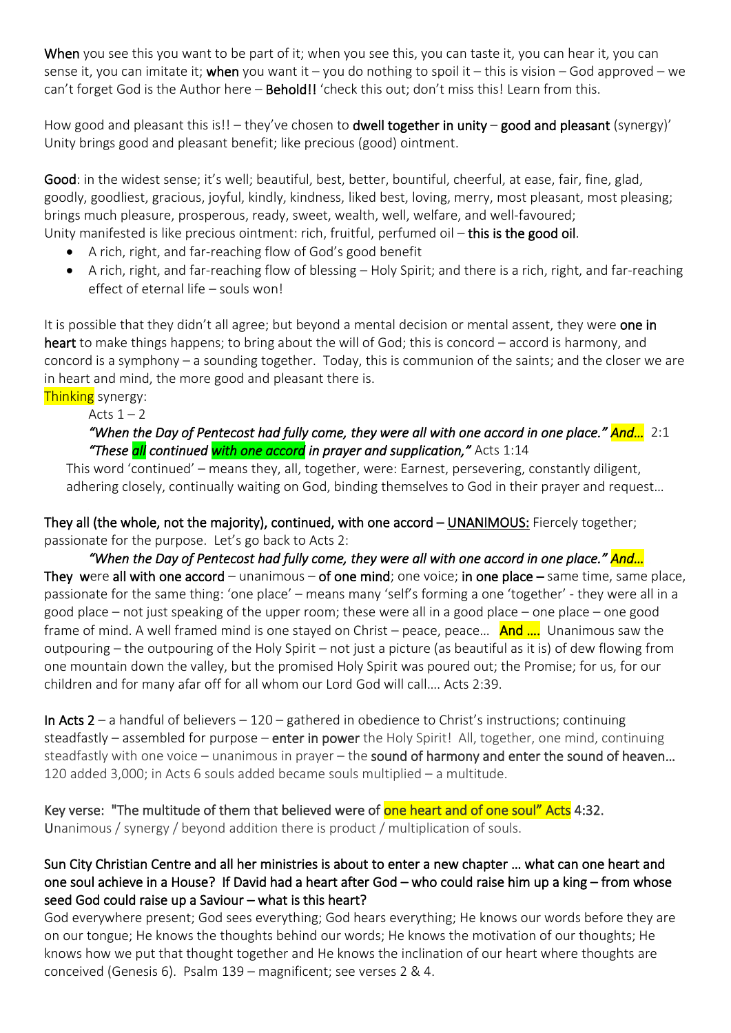**When** you see this you want to be part of it; when you see this, you can taste it, you can hear it, you can sense it, you can imitate it; **when** you want it – you do nothing to spoil it – this is vision – God approved – we can't forget God is the Author here – **Behold!!** 'check this out; don't miss this! Learn from this.

How good and pleasant this is!! – they've chosen to **dwell together in unity** – **good and pleasant** (synergy)' Unity brings good and pleasant benefit; like precious (good) ointment.

**Good**: in the widest sense; it's well; beautiful, best, better, bountiful, cheerful, at ease, fair, fine, glad, goodly, goodliest, gracious, joyful, kindly, kindness, liked best, loving, merry, most pleasant, most pleasing; brings much pleasure, prosperous, ready, sweet, wealth, well, welfare, and well-favoured;
Unity manifested is like precious ointment: rich, fruitful, perfumed oil – **this is the good oil**.

- A rich, right, and far-reaching flow of God's good benefit
- A rich, right, and far-reaching flow of blessing – Holy Spirit; and there is a rich, right, and far-reaching effect of eternal life – souls won!

It is possible that they didn't all agree; but beyond a mental decision or mental assent, they were **one in heart** to make things happens; to bring about the will of God; this is concord – accord is harmony, and concord is a symphony – a sounding together. Today, this is communion of the saints; and the closer we are in heart and mind, the more good and pleasant there is.
Thinking synergy:

Acts 1 – 2

***"When the Day of Pentecost had fully come, they were all with one accord in one place." And…*** 2:1
***"These all continued with one accord in prayer and supplication,"*** Acts 1:14

This word 'continued' – means they, all, together, were: Earnest, persevering, constantly diligent, adhering closely, continually waiting on God, binding themselves to God in their prayer and request…

**They all (the whole, not the majority), continued, with one accord – UNANIMOUS:** Fiercely together; passionate for the purpose. Let's go back to Acts 2:

***"When the Day of Pentecost had fully come, they were all with one accord in one place." And…***

**They were all with one accord** – unanimous – **of one mind**; one voice; **in one place –** same time, same place, passionate for the same thing: 'one place' – means many 'self's forming a one 'together' - they were all in a good place – not just speaking of the upper room; these were all in a good place – one place – one good frame of mind. A well framed mind is one stayed on Christ – peace, peace… **And ….** Unanimous saw the outpouring – the outpouring of the Holy Spirit – not just a picture (as beautiful as it is) of dew flowing from one mountain down the valley, but the promised Holy Spirit was poured out; the Promise; for us, for our children and for many afar off for all whom our Lord God will call…. Acts 2:39.

**In Acts 2** – a handful of believers – 120 – gathered in obedience to Christ's instructions; continuing steadfastly – assembled for purpose – **enter in power** the Holy Spirit! All, together, one mind, continuing steadfastly with one voice – unanimous in prayer – the **sound of harmony and enter the sound of heaven…** 120 added 3,000; in Acts 6 souls added became souls multiplied – a multitude.

**Key verse: "The multitude of them that believed were of one heart and of one soul" Acts 4:32.**
Unanimous / synergy / beyond addition there is product / multiplication of souls.

**Sun City Christian Centre and all her ministries is about to enter a new chapter … what can one heart and one soul achieve in a House? If David had a heart after God – who could raise him up a king – from whose seed God could raise up a Saviour – what is this heart?**

God everywhere present; God sees everything; God hears everything; He knows our words before they are on our tongue; He knows the thoughts behind our words; He knows the motivation of our thoughts; He knows how we put that thought together and He knows the inclination of our heart where thoughts are conceived (Genesis 6). Psalm 139 – magnificent; see verses 2 & 4.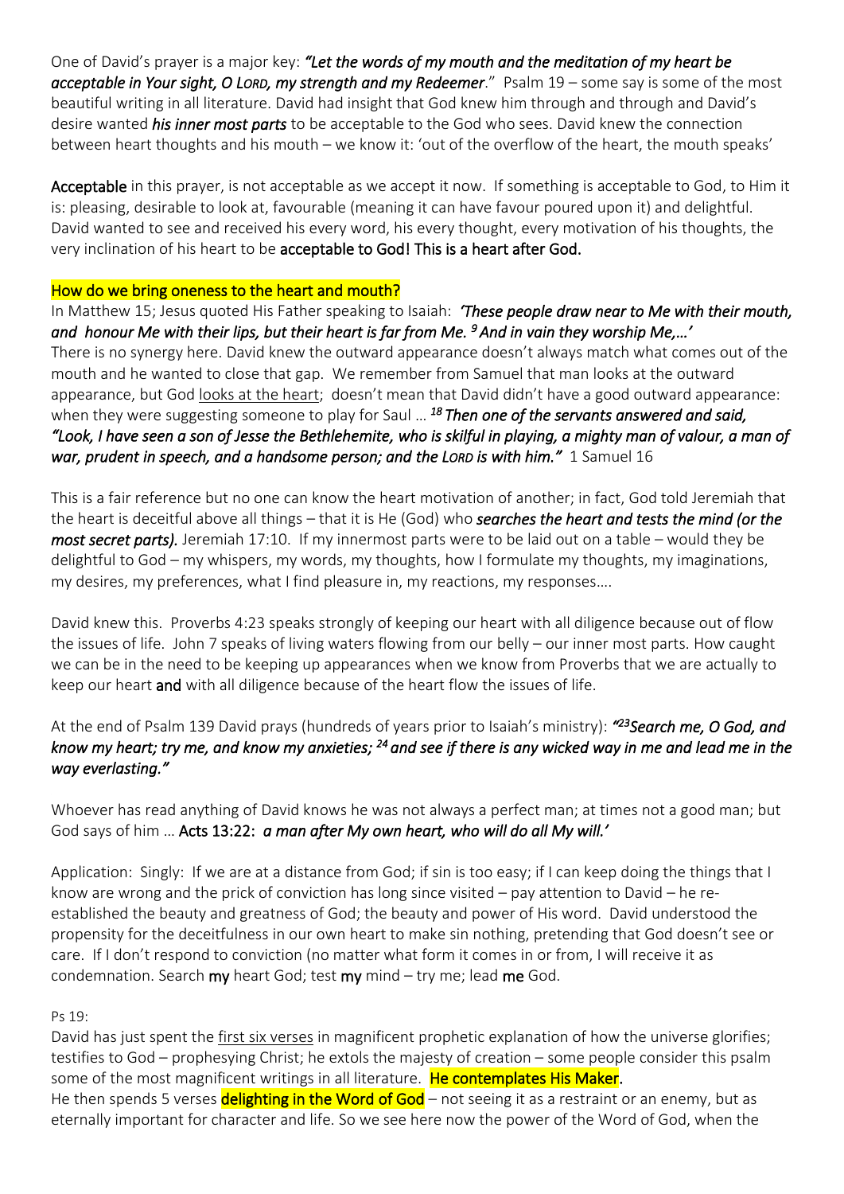One of David's prayer is a major key: ***"Let the words of my mouth and the meditation of my heart be acceptable in Your sight, O LORD, my strength and my Redeemer***." Psalm 19 – some say is some of the most beautiful writing in all literature. David had insight that God knew him through and through and David's desire wanted ***his inner most parts*** to be acceptable to the God who sees. David knew the connection between heart thoughts and his mouth – we know it: 'out of the overflow of the heart, the mouth speaks'

**Acceptable** in this prayer, is not acceptable as we accept it now. If something is acceptable to God, to Him it is: pleasing, desirable to look at, favourable (meaning it can have favour poured upon it) and delightful. David wanted to see and received his every word, his every thought, every motivation of his thoughts, the very inclination of his heart to be **acceptable to God! This is a heart after God.**

How do we bring oneness to the heart and mouth?

In Matthew 15; Jesus quoted His Father speaking to Isaiah: ***'These people draw near to Me with their mouth, and honour Me with their lips, but their heart is far from Me. [9] And in vain they worship Me,…'***
There is no synergy here. David knew the outward appearance doesn't always match what comes out of the mouth and he wanted to close that gap. We remember from Samuel that man looks at the outward appearance, but God looks at the heart; doesn't mean that David didn't have a good outward appearance: when they were suggesting someone to play for Saul … ***[18] Then one of the servants answered and said, "Look, I have seen a son of Jesse the Bethlehemite, who is skilful in playing, a mighty man of valour, a man of war, prudent in speech, and a handsome person; and the LORD is with him."*** 1 Samuel 16

This is a fair reference but no one can know the heart motivation of another; in fact, God told Jeremiah that the heart is deceitful above all things – that it is He (God) who ***searches the heart and tests the mind (or the most secret parts).*** Jeremiah 17:10. If my innermost parts were to be laid out on a table – would they be delightful to God – my whispers, my words, my thoughts, how I formulate my thoughts, my imaginations, my desires, my preferences, what I find pleasure in, my reactions, my responses….

David knew this. Proverbs 4:23 speaks strongly of keeping our heart with all diligence because out of flow the issues of life. John 7 speaks of living waters flowing from our belly – our inner most parts. How caught we can be in the need to be keeping up appearances when we know from Proverbs that we are actually to keep our heart **and** with all diligence because of the heart flow the issues of life.

At the end of Psalm 139 David prays (hundreds of years prior to Isaiah's ministry): ***"[23]Search me, O God, and know my heart; try me, and know my anxieties; [24] and see if there is any wicked way in me and lead me in the way everlasting."***

Whoever has read anything of David knows he was not always a perfect man; at times not a good man; but God says of him … **Acts 13:22:** ***a man after My own heart, who will do all My will.'***

Application: Singly: If we are at a distance from God; if sin is too easy; if I can keep doing the things that I know are wrong and the prick of conviction has long since visited – pay attention to David – he re-established the beauty and greatness of God; the beauty and power of His word. David understood the propensity for the deceitfulness in our own heart to make sin nothing, pretending that God doesn't see or care. If I don't respond to conviction (no matter what form it comes in or from, I will receive it as condemnation. Search **my** heart God; test **my** mind – try me; lead **me** God.

Ps 19:

David has just spent the first six verses in magnificent prophetic explanation of how the universe glorifies; testifies to God – prophesying Christ; he extols the majesty of creation – some people consider this psalm some of the most magnificent writings in all literature. He contemplates His Maker.
He then spends 5 verses **delighting in the Word of God** – not seeing it as a restraint or an enemy, but as eternally important for character and life. So we see here now the power of the Word of God, when the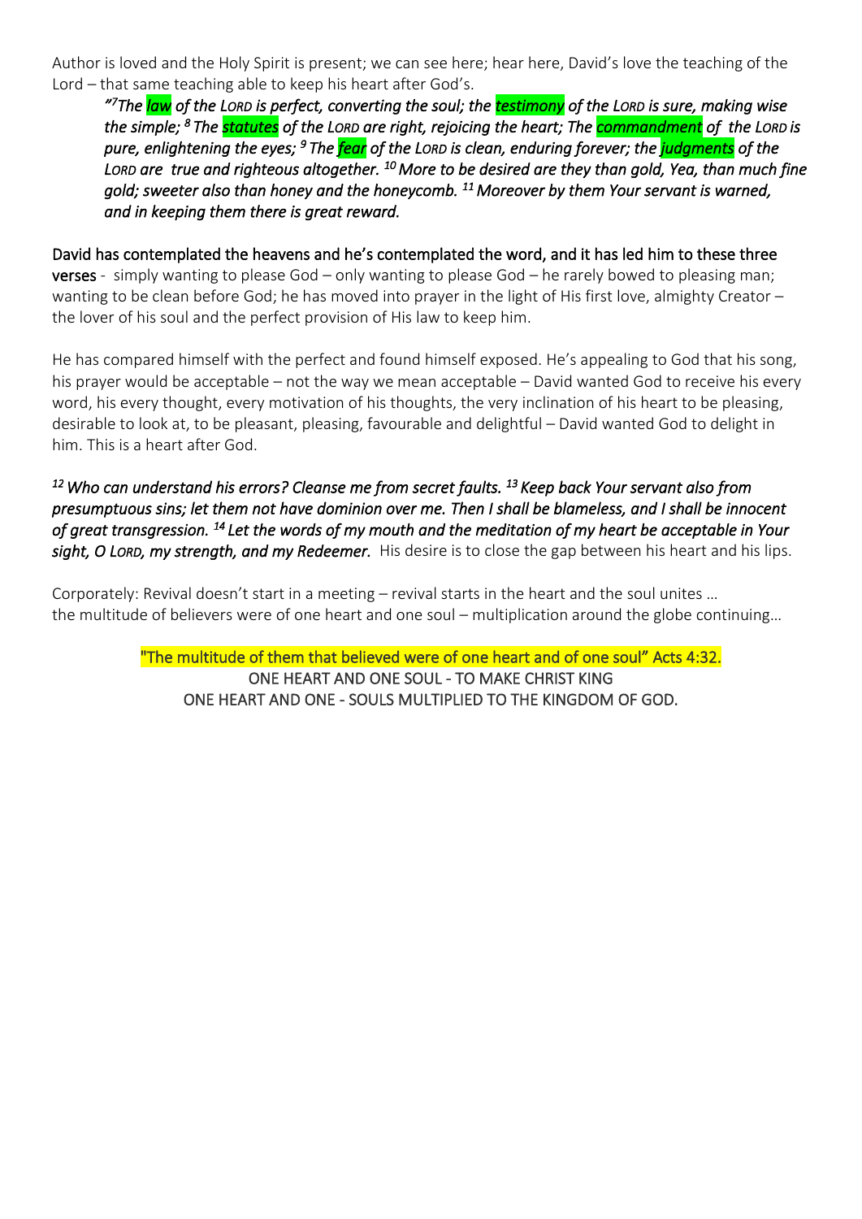Author is loved and the Holy Spirit is present; we can see here; hear here, David's love the teaching of the Lord – that same teaching able to keep his heart after God's.

> *"[7]The law of the LORD is perfect, converting the soul; the testimony of the LORD is sure, making wise the simple; [8] The statutes of the LORD are right, rejoicing the heart; The commandment of the LORD is pure, enlightening the eyes; [9] The fear of the LORD is clean, enduring forever; the judgments of the LORD are true and righteous altogether. [10] More to be desired are they than gold, Yea, than much fine gold; sweeter also than honey and the honeycomb. [11] Moreover by them Your servant is warned, and in keeping them there is great reward.***

David has contemplated the heavens and he's contemplated the word, and it has led him to these three verses - simply wanting to please God – only wanting to please God – he rarely bowed to pleasing man; wanting to be clean before God; he has moved into prayer in the light of His first love, almighty Creator – the lover of his soul and the perfect provision of His law to keep him.

He has compared himself with the perfect and found himself exposed. He's appealing to God that his song, his prayer would be acceptable – not the way we mean acceptable – David wanted God to receive his every word, his every thought, every motivation of his thoughts, the very inclination of his heart to be pleasing, desirable to look at, to be pleasant, pleasing, favourable and delightful – David wanted God to delight in him. This is a heart after God.

***[12] Who can understand his errors? Cleanse me from secret faults. [13] Keep back Your servant also from presumptuous sins; let them not have dominion over me. Then I shall be blameless, and I shall be innocent of great transgression. [14] Let the words of my mouth and the meditation of my heart be acceptable in Your sight, O LORD, my strength, and my Redeemer.*** His desire is to close the gap between his heart and his lips.

Corporately: Revival doesn't start in a meeting – revival starts in the heart and the soul unites … the multitude of believers were of one heart and one soul – multiplication around the globe continuing…

"The multitude of them that believed were of one heart and of one soul" Acts 4:32.
ONE HEART AND ONE SOUL - TO MAKE CHRIST KING
ONE HEART AND ONE - SOULS MULTIPLIED TO THE KINGDOM OF GOD.